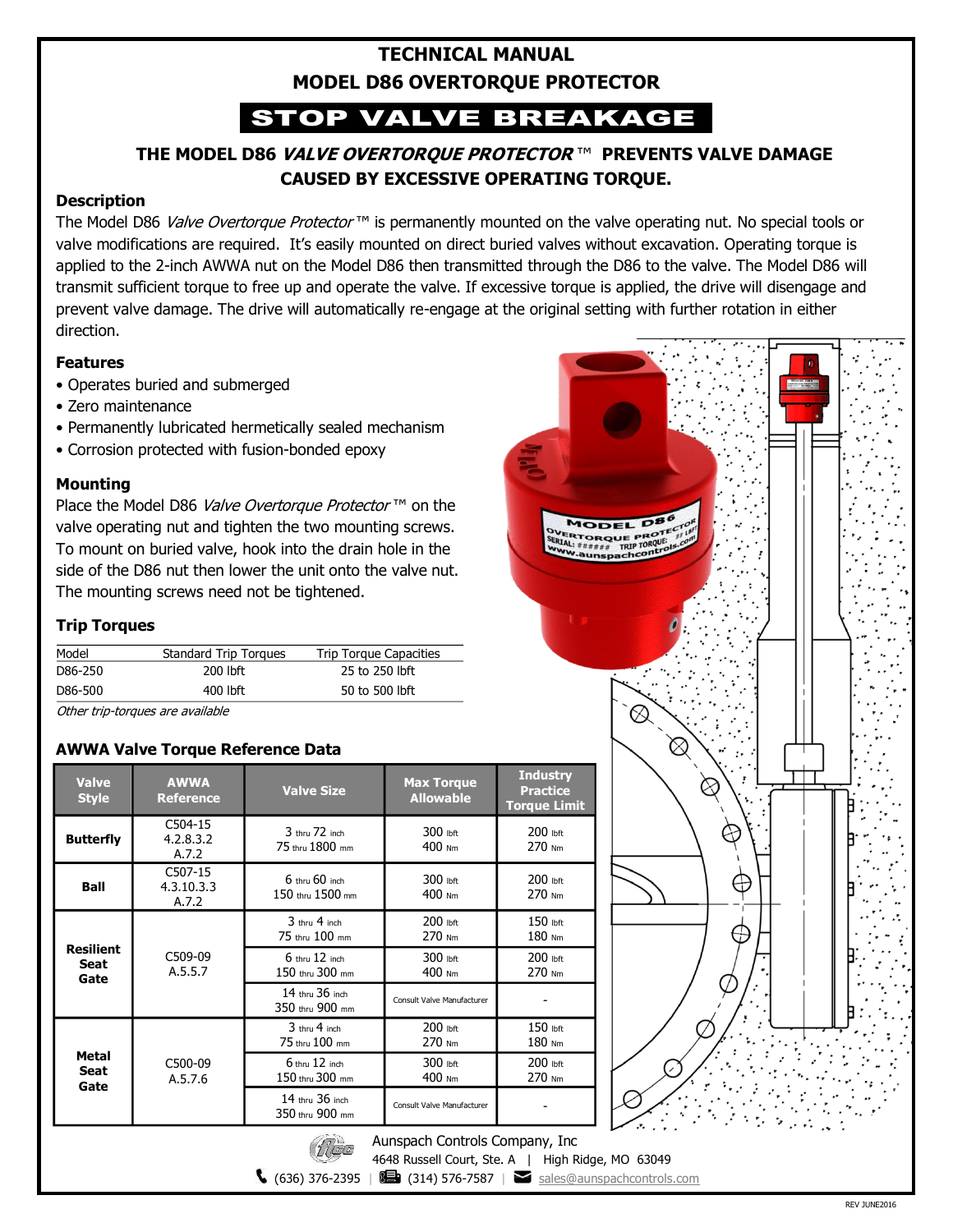# TECHNICAL MANUAL

## MODEL D86 OVERTORQUE PROTECTOR

## STOP VALVE BREAKAGE

### THE MODEL D86 *VALVE OVERTORQUE PROTECTOR* ™ PREVENTS VALVE DAMAGE CAUSED BY EXCESSIVE OPERATING TORQUE.

### Description

The Model D86 *Valve Overtorque Protector* ™ is permanently mounted on the valve operating nut. No special tools or valve modifications are required. It's easily mounted on direct buried valves without excavation. Operating torque is applied to the 2-inch AWWA nut on the Model D86 then transmitted through the D86 to the valve. The Model D86 will transmit sufficient torque to free up and operate the valve. If excessive torque is applied, the drive will disengage and prevent valve damage. The drive will automatically re-engage at the original setting with further rotation in either direction.

### Features

- Operates buried and submerged
- Zero maintenance
- Permanently lubricated hermetically sealed mechanism
- Corrosion protected with fusion-bonded epoxy

### Mounting

Place the Model D86 *Valve Overtorque Protector* ™ on the valve operating nut and tighten the two mounting screws. To mount on buried valve, hook into the drain hole in the side of the D86 nut then lower the unit onto the valve nut. The mounting screws need not be tightened.

### Trip Torques

| Model | Standard Trip Torques | Trip Torque Capacities |
|---|---|---|
| D86-250 | 200 lbft | 25 to 250 lbft |
| D86-500 | 400 lbft | 50 to 500 lbft |

*Other trip-torques are available*

### AWWA Valve Torque Reference Data

| Valve Style | AWWA Reference | Valve Size | Max Torque Allowable | Industry Practice Torque Limit |
|---|---|---|---|---|
| **Butterfly** | C504-15 4.2.8.3.2 A.7.2 | 3 thru 72 inch 75 thru 1800 mm | 300 lbft 400 Nm | 200 lbft 270 Nm |
| **Ball** | C507-15 4.3.10.3.3 A.7.2 | 6 thru 60 inch 150 thru 1500 mm | 300 lbft 400 Nm | 200 lbft 270 Nm |
| **Resilient Seat Gate** | C509-09 A.5.5.7 | 3 thru 4 inch 75 thru 100 mm | 200 lbft 270 Nm | 150 lbft 180 Nm |
| | | 6 thru 12 inch 150 thru 300 mm | 300 lbft 400 Nm | 200 lbft 270 Nm |
| | | 14 thru 36 inch 350 thru 900 mm | Consult Valve Manufacturer | - |
| **Metal Seat Gate** | C500-09 A.5.7.6 | 3 thru 4 inch 75 thru 100 mm | 200 lbft 270 Nm | 150 lbft 180 Nm |
| | | 6 thru 12 inch 150 thru 300 mm | 300 lbft 400 Nm | 200 lbft 270 Nm |
| | | 14 thru 36 inch 350 thru 900 mm | Consult Valve Manufacturer | - |

Aunspach Controls Company, Inc
4648 Russell Court, Ste. A | High Ridge, MO 63049
(636) 376-2395 | (314) 576-7587 | sales@aunspachcontrols.com

REV JUNE2016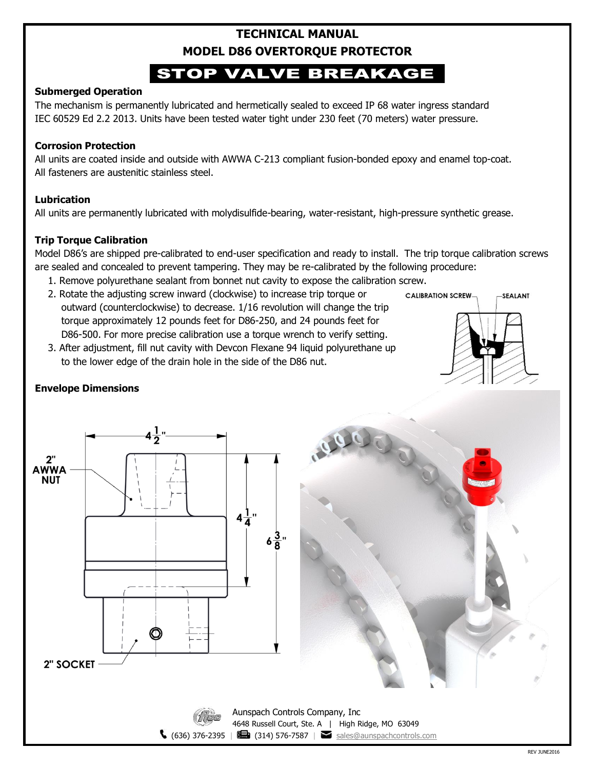# TECHNICAL MANUAL

## MODEL D86 OVERTORQUE PROTECTOR

## STOP VALVE BREAKAGE

### Submerged Operation

The mechanism is permanently lubricated and hermetically sealed to exceed IP 68 water ingress standard IEC 60529 Ed 2.2 2013. Units have been tested water tight under 230 feet (70 meters) water pressure.

### Corrosion Protection

All units are coated inside and outside with AWWA C-213 compliant fusion-bonded epoxy and enamel top-coat. All fasteners are austenitic stainless steel.

### Lubrication

All units are permanently lubricated with molydisulfide-bearing, water-resistant, high-pressure synthetic grease.

### Trip Torque Calibration

Model D86's are shipped pre-calibrated to end-user specification and ready to install. The trip torque calibration screws are sealed and concealed to prevent tampering. They may be re-calibrated by the following procedure:

1. Remove polyurethane sealant from bonnet nut cavity to expose the calibration screw.
2. Rotate the adjusting screw inward (clockwise) to increase trip torque or outward (counterclockwise) to decrease. 1/16 revolution will change the trip torque approximately 12 pounds feet for D86-250, and 24 pounds feet for D86-500. For more precise calibration use a torque wrench to verify setting.
3. After adjustment, fill nut cavity with Devcon Flexane 94 liquid polyurethane up to the lower edge of the drain hole in the side of the D86 nut.

CALIBRATION SCREW

SEALANT

### Envelope Dimensions

$4\frac{1}{2}$"

2" AWWA NUT

$4\frac{1}{4}$"

$6\frac{3}{8}$"

2" SOCKET

Aunspach Controls Company, Inc
4648 Russell Court, Ste. A | High Ridge, MO 63049
(636) 376-2395 | (314) 576-7587 | sales@aunspachcontrols.com

REV JUNE2016